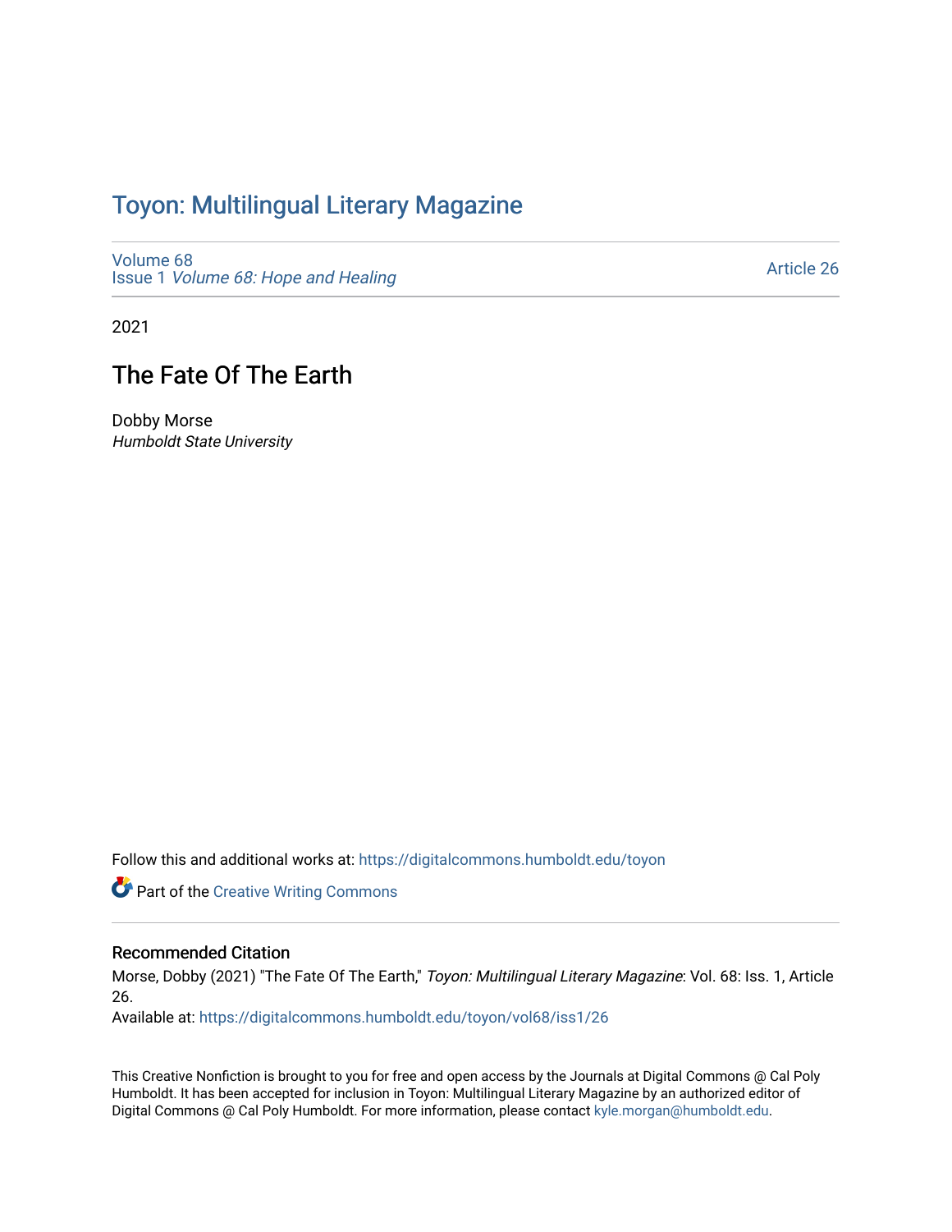# Toyon: Multilingual Literary Magazine

Volume 68
Issue 1 *Volume 68: Hope and Healing*

Article 26

2021

## The Fate Of The Earth

Dobby Morse
*Humboldt State University*

Follow this and additional works at: https://digitalcommons.humboldt.edu/toyon

Part of the Creative Writing Commons

### Recommended Citation

Morse, Dobby (2021) "The Fate Of The Earth," *Toyon: Multilingual Literary Magazine*: Vol. 68: Iss. 1, Article 26.

Available at: https://digitalcommons.humboldt.edu/toyon/vol68/iss1/26

This Creative Nonfiction is brought to you for free and open access by the Journals at Digital Commons @ Cal Poly Humboldt. It has been accepted for inclusion in Toyon: Multilingual Literary Magazine by an authorized editor of Digital Commons @ Cal Poly Humboldt. For more information, please contact kyle.morgan@humboldt.edu.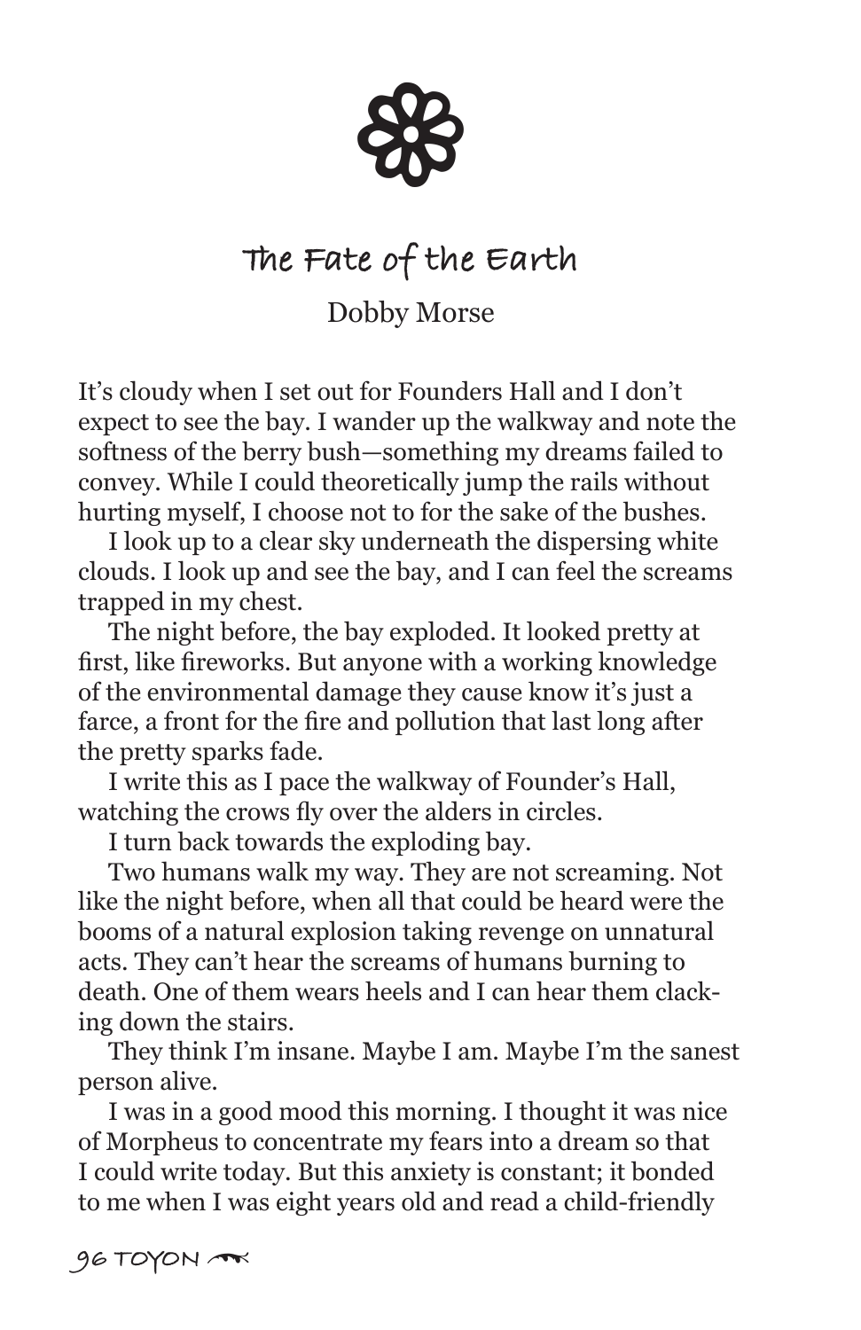# The Fate of the Earth

Dobby Morse

It's cloudy when I set out for Founders Hall and I don't expect to see the bay. I wander up the walkway and note the softness of the berry bush—something my dreams failed to convey. While I could theoretically jump the rails without hurting myself, I choose not to for the sake of the bushes.

I look up to a clear sky underneath the dispersing white clouds. I look up and see the bay, and I can feel the screams trapped in my chest.

The night before, the bay exploded. It looked pretty at first, like fireworks. But anyone with a working knowledge of the environmental damage they cause know it's just a farce, a front for the fire and pollution that last long after the pretty sparks fade.

I write this as I pace the walkway of Founder's Hall, watching the crows fly over the alders in circles.

I turn back towards the exploding bay.

Two humans walk my way. They are not screaming. Not like the night before, when all that could be heard were the booms of a natural explosion taking revenge on unnatural acts. They can't hear the screams of humans burning to death. One of them wears heels and I can hear them clacking down the stairs.

They think I'm insane. Maybe I am. Maybe I'm the sanest person alive.

I was in a good mood this morning. I thought it was nice of Morpheus to concentrate my fears into a dream so that I could write today. But this anxiety is constant; it bonded to me when I was eight years old and read a child-friendly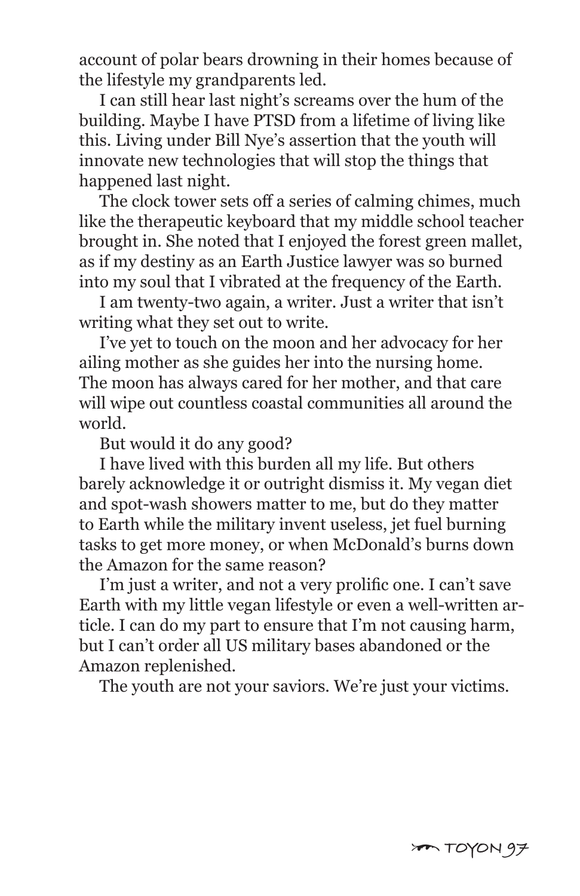account of polar bears drowning in their homes because of the lifestyle my grandparents led.

I can still hear last night's screams over the hum of the building. Maybe I have PTSD from a lifetime of living like this. Living under Bill Nye's assertion that the youth will innovate new technologies that will stop the things that happened last night.

The clock tower sets off a series of calming chimes, much like the therapeutic keyboard that my middle school teacher brought in. She noted that I enjoyed the forest green mallet, as if my destiny as an Earth Justice lawyer was so burned into my soul that I vibrated at the frequency of the Earth.

I am twenty-two again, a writer. Just a writer that isn't writing what they set out to write.

I've yet to touch on the moon and her advocacy for her ailing mother as she guides her into the nursing home. The moon has always cared for her mother, and that care will wipe out countless coastal communities all around the world.

But would it do any good?

I have lived with this burden all my life. But others barely acknowledge it or outright dismiss it. My vegan diet and spot-wash showers matter to me, but do they matter to Earth while the military invent useless, jet fuel burning tasks to get more money, or when McDonald's burns down the Amazon for the same reason?

I'm just a writer, and not a very prolific one. I can't save Earth with my little vegan lifestyle or even a well-written article. I can do my part to ensure that I'm not causing harm, but I can't order all US military bases abandoned or the Amazon replenished.

The youth are not your saviors. We're just your victims.